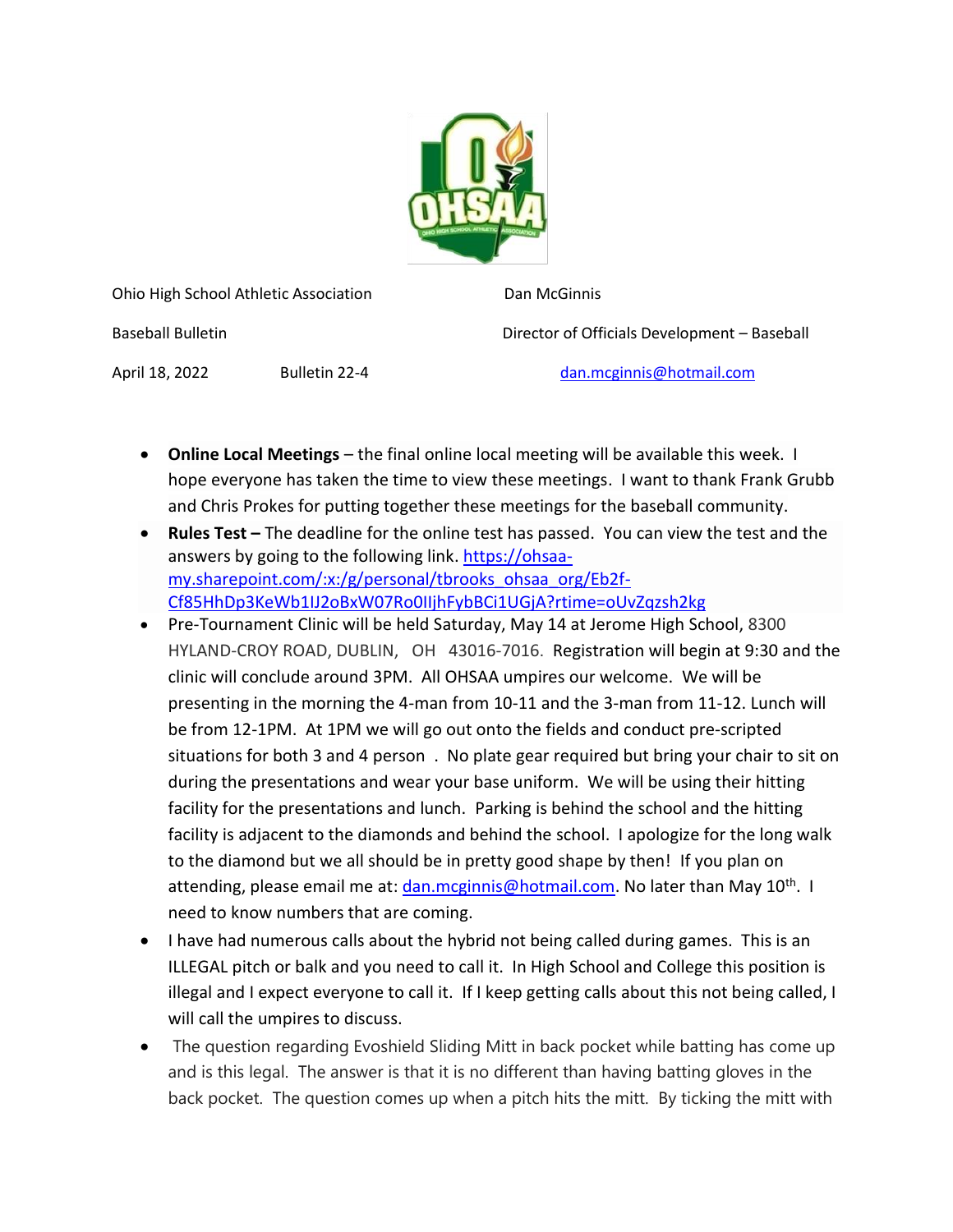Ohio High School Athletic Association

Baseball Bulletin

April 18, 2022 Bulletin 22-4

Dan McGinnis

Director of Officials Development – Baseball

dan.mcginnis@hotmail.com

- **Online Local Meetings** – the final online local meeting will be available this week. I hope everyone has taken the time to view these meetings. I want to thank Frank Grubb and Chris Prokes for putting together these meetings for the baseball community.
- **Rules Test –** The deadline for the online test has passed. You can view the test and the answers by going to the following link. https://ohsaa-my.sharepoint.com/:x:/g/personal/tbrooks_ohsaa_org/Eb2f-Cf85HhDp3KeWb1lJ2oBxW07Ro0IljhFybBCi1UGjA?rtime=oUvZqzsh2kg
- Pre-Tournament Clinic will be held Saturday, May 14 at Jerome High School, 8300 HYLAND-CROY ROAD, DUBLIN, OH 43016-7016. Registration will begin at 9:30 and the clinic will conclude around 3PM. All OHSAA umpires our welcome. We will be presenting in the morning the 4-man from 10-11 and the 3-man from 11-12. Lunch will be from 12-1PM. At 1PM we will go out onto the fields and conduct pre-scripted situations for both 3 and 4 person . No plate gear required but bring your chair to sit on during the presentations and wear your base uniform. We will be using their hitting facility for the presentations and lunch. Parking is behind the school and the hitting facility is adjacent to the diamonds and behind the school. I apologize for the long walk to the diamond but we all should be in pretty good shape by then! If you plan on attending, please email me at: dan.mcginnis@hotmail.com. No later than May 10th. I need to know numbers that are coming.
- I have had numerous calls about the hybrid not being called during games. This is an ILLEGAL pitch or balk and you need to call it. In High School and College this position is illegal and I expect everyone to call it. If I keep getting calls about this not being called, I will call the umpires to discuss.
- The question regarding Evoshield Sliding Mitt in back pocket while batting has come up and is this legal. The answer is that it is no different than having batting gloves in the back pocket. The question comes up when a pitch hits the mitt. By ticking the mitt with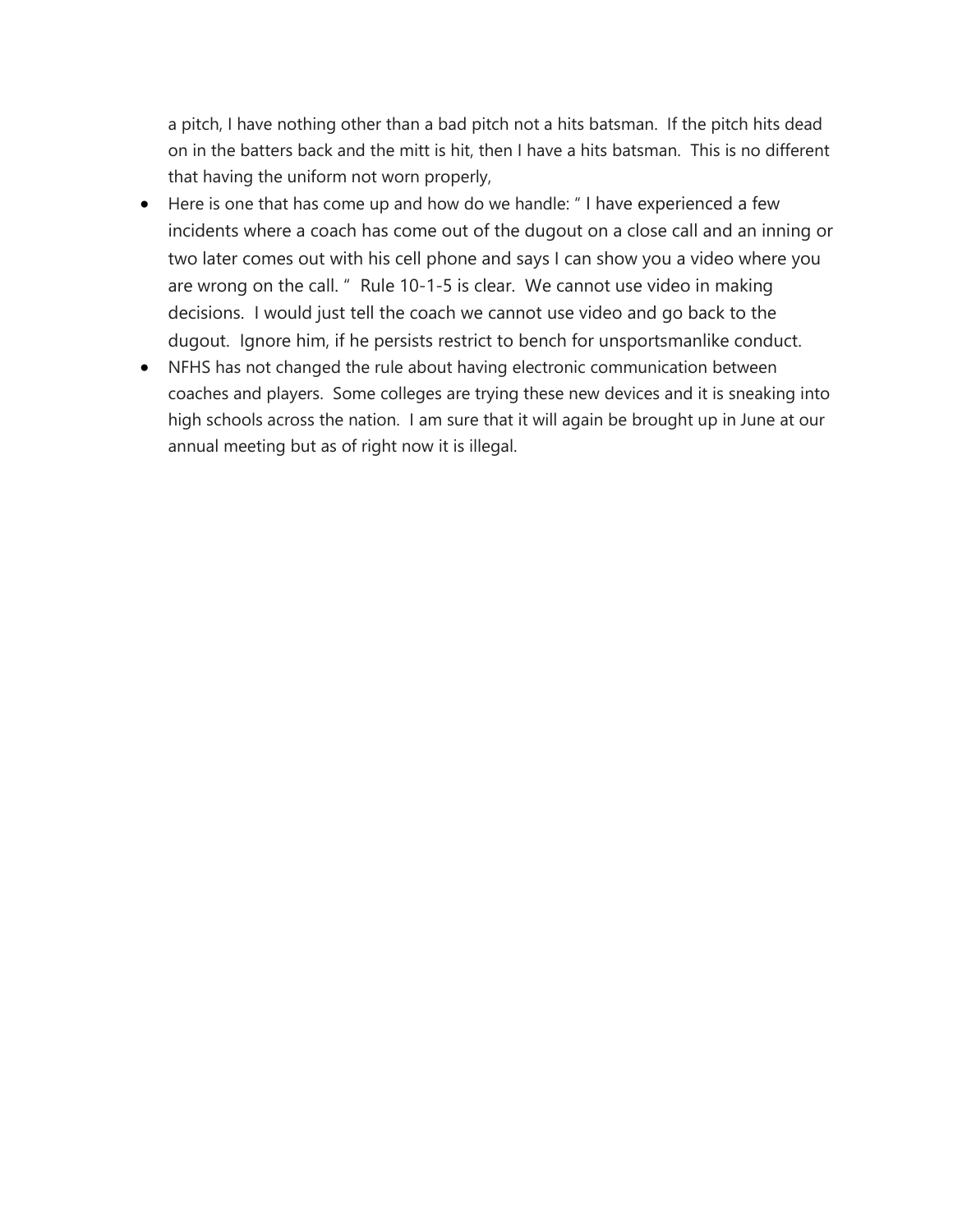a pitch, I have nothing other than a bad pitch not a hits batsman. If the pitch hits dead on in the batters back and the mitt is hit, then I have a hits batsman. This is no different that having the uniform not worn properly,

- Here is one that has come up and how do we handle: " I have experienced a few incidents where a coach has come out of the dugout on a close call and an inning or two later comes out with his cell phone and says I can show you a video where you are wrong on the call. " Rule 10-1-5 is clear. We cannot use video in making decisions. I would just tell the coach we cannot use video and go back to the dugout. Ignore him, if he persists restrict to bench for unsportsmanlike conduct.
- NFHS has not changed the rule about having electronic communication between coaches and players. Some colleges are trying these new devices and it is sneaking into high schools across the nation. I am sure that it will again be brought up in June at our annual meeting but as of right now it is illegal.